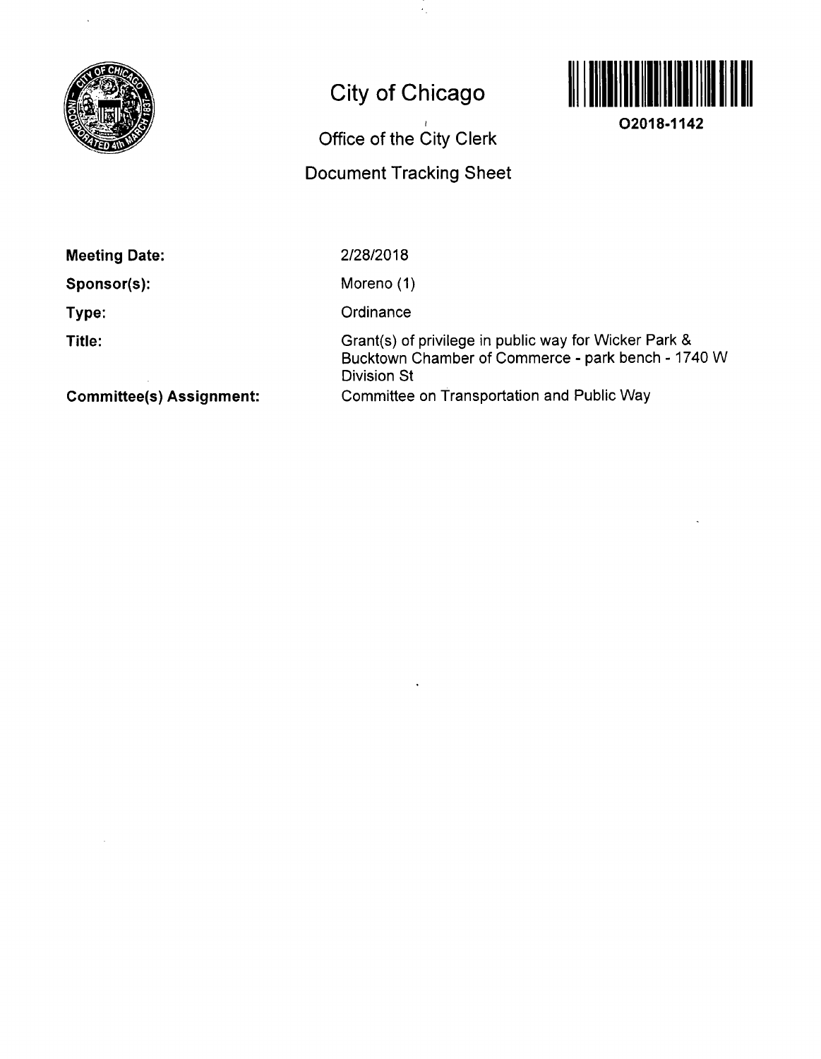# City of Chicago

## Office of the City Clerk

## Document Tracking Sheet

O2018-1142

**Meeting Date:** 2/28/2018

**Sponsor(s):** Moreno (1)

**Type:** Ordinance

**Title:** Grant(s) of privilege in public way for Wicker Park & Bucktown Chamber of Commerce - park bench - 1740 W Division St

**Committee(s) Assignment:** Committee on Transportation and Public Way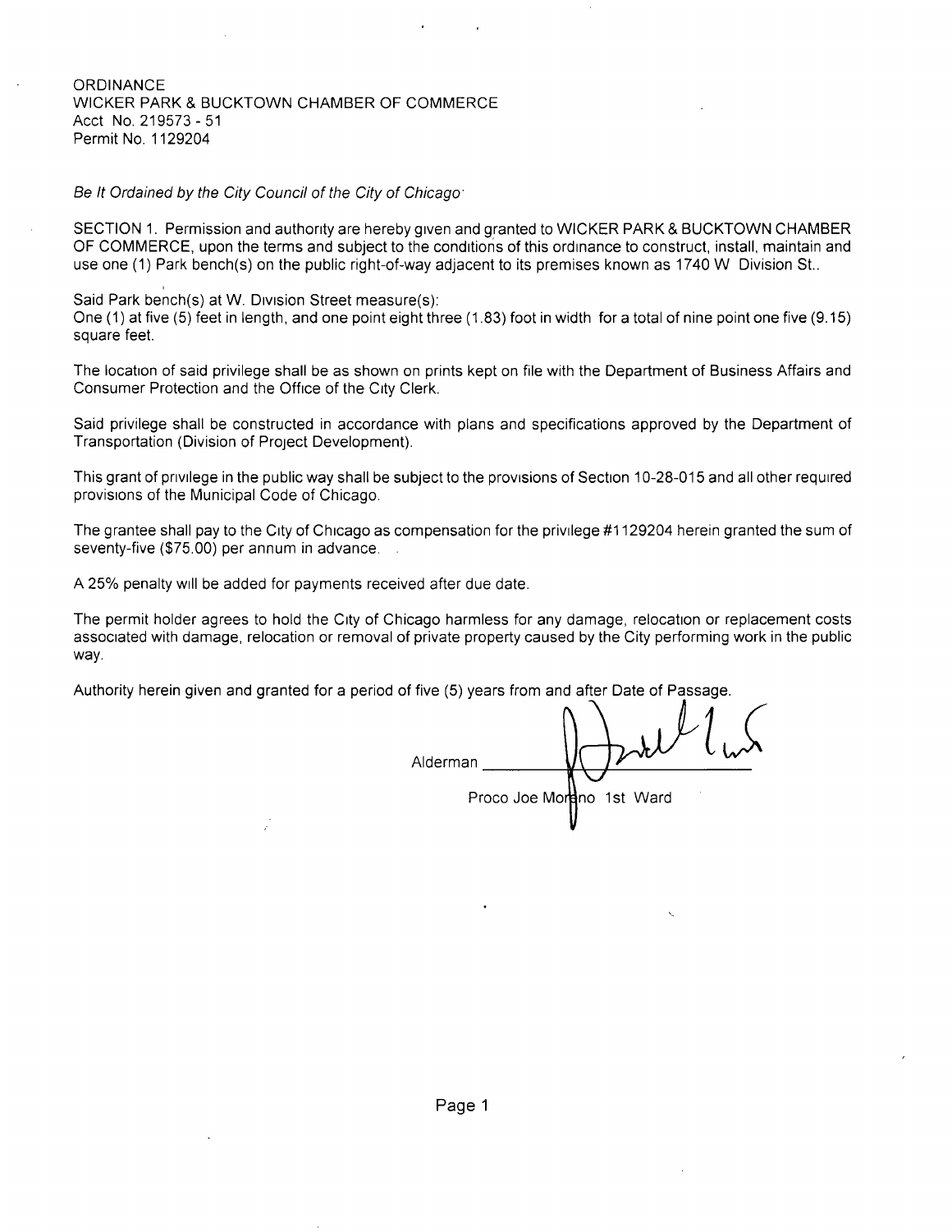ORDINANCE
WICKER PARK & BUCKTOWN CHAMBER OF COMMERCE
Acct No. 219573 - 51
Permit No. 1129204

*Be It Ordained by the City Council of the City of Chicago:*

SECTION 1. Permission and authority are hereby given and granted to WICKER PARK & BUCKTOWN CHAMBER OF COMMERCE, upon the terms and subject to the conditions of this ordinance to construct, install, maintain and use one (1) Park bench(s) on the public right-of-way adjacent to its premises known as 1740 W Division St..

Said Park bench(s) at W. Division Street measure(s):
One (1) at five (5) feet in length, and one point eight three (1.83) foot in width for a total of nine point one five (9.15) square feet.

The location of said privilege shall be as shown on prints kept on file with the Department of Business Affairs and Consumer Protection and the Office of the City Clerk.

Said privilege shall be constructed in accordance with plans and specifications approved by the Department of Transportation (Division of Project Development).

This grant of privilege in the public way shall be subject to the provisions of Section 10-28-015 and all other required provisions of the Municipal Code of Chicago.

The grantee shall pay to the City of Chicago as compensation for the privilege #1129204 herein granted the sum of seventy-five ($75.00) per annum in advance.

A 25% penalty will be added for payments received after due date.

The permit holder agrees to hold the City of Chicago harmless for any damage, relocation or replacement costs associated with damage, relocation or removal of private property caused by the City performing work in the public way.

Authority herein given and granted for a period of five (5) years from and after Date of Passage.

Alderman ____________________
Proco Joe Moreno 1st Ward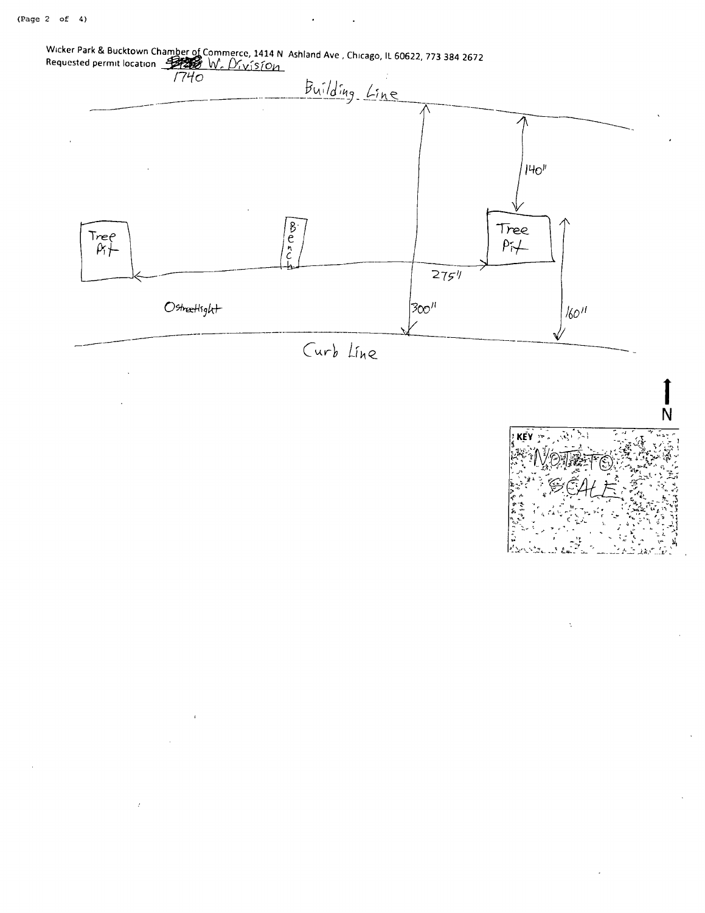Wicker Park & Bucktown Chamber of Commerce, 1414 N Ashland Ave , Chicago, IL 60622, 773 384 2672

Requested permit location ~~1740~~ W. Division

1740

Building Line

140"

Tree Pit

Bench

Tree Pit

275"

300"

160"

O Streetlight

Curb Line

N

KEY

NOT TO SCALE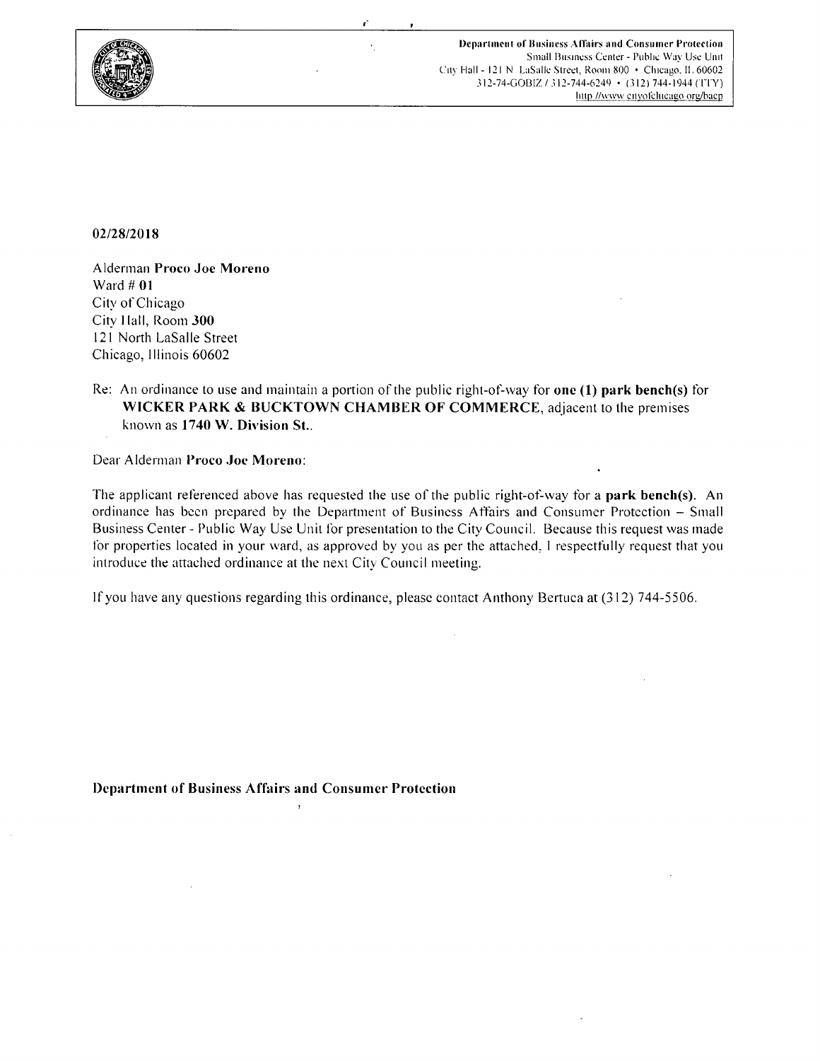**Department of Business Affairs and Consumer Protection**
Small Business Center - Public Way Use Unit
City Hall - 121 N. LaSalle Street, Room 800 • Chicago, IL 60602
312-74-GOBIZ / 312-744-6249 • (312) 744-1944 (TTY)
http://www.cityofchicago.org/bacp

**02/28/2018**

Alderman **Proco Joe Moreno**
Ward # **01**
City of Chicago
City Hall, Room **300**
121 North LaSalle Street
Chicago, Illinois 60602

Re: An ordinance to use and maintain a portion of the public right-of-way for **one (1) park bench(s)** for **WICKER PARK & BUCKTOWN CHAMBER OF COMMERCE**, adjacent to the premises known as **1740 W. Division St.**.

Dear Alderman **Proco Joe Moreno**:

The applicant referenced above has requested the use of the public right-of-way for a **park bench(s)**. An ordinance has been prepared by the Department of Business Affairs and Consumer Protection – Small Business Center - Public Way Use Unit for presentation to the City Council. Because this request was made for properties located in your ward, as approved by you as per the attached, I respectfully request that you introduce the attached ordinance at the next City Council meeting.

If you have any questions regarding this ordinance, please contact Anthony Bertuca at (312) 744-5506.

**Department of Business Affairs and Consumer Protection**